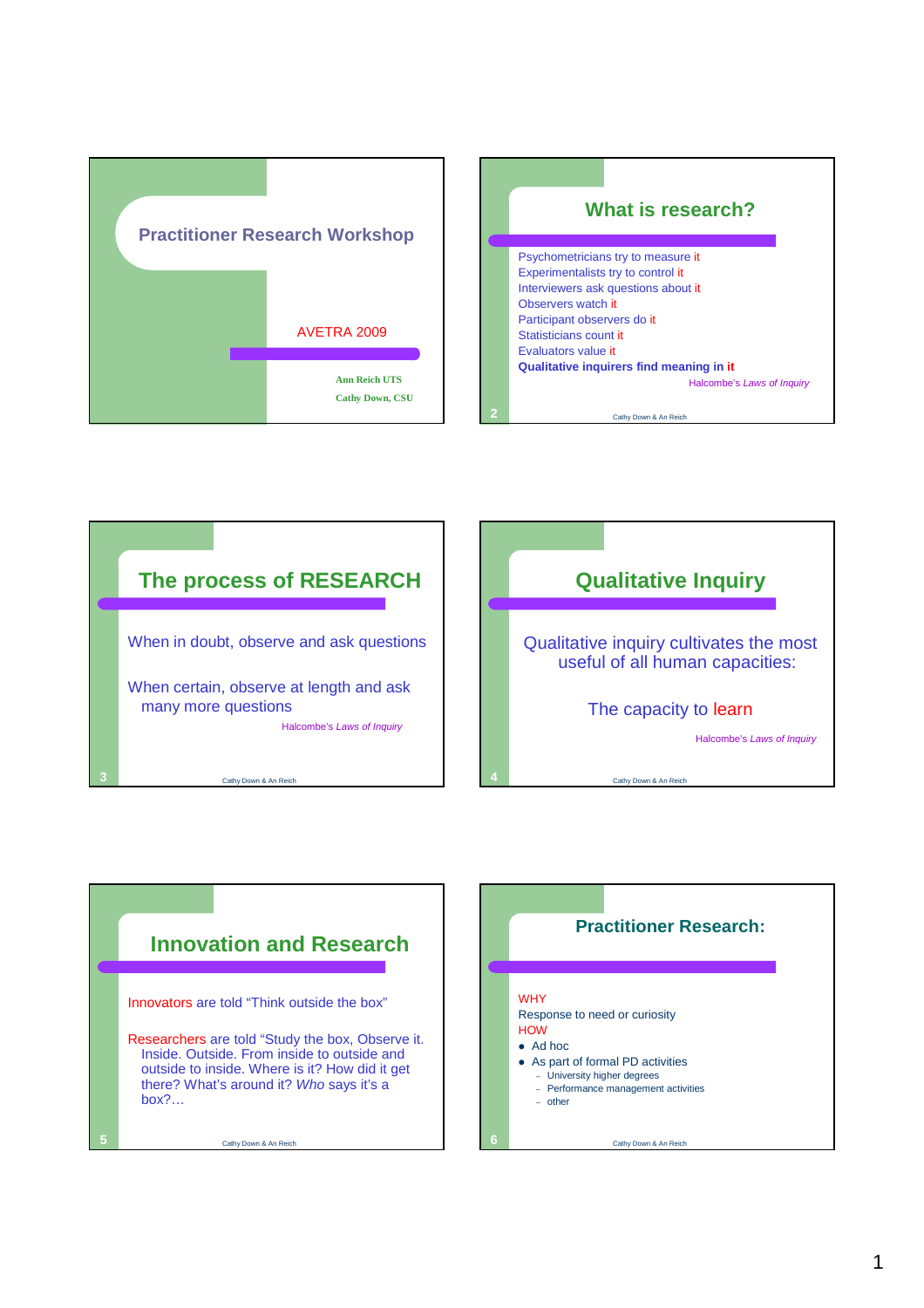# Practitioner Research Workshop

AVETRA 2009

Ann Reich UTS

Cathy Down, CSU

## What is research?

Psychometricians try to measure it
Experimentalists try to control it
Interviewers ask questions about it
Observers watch it
Participant observers do it
Statisticians count it
Evaluators value it
**Qualitative inquirers find meaning in it**

Halcombe's *Laws of Inquiry*

## The process of RESEARCH

When in doubt, observe and ask questions

When certain, observe at length and ask many more questions

Halcombe's *Laws of Inquiry*

## Qualitative Inquiry

Qualitative inquiry cultivates the most useful of all human capacities:

The capacity to learn

Halcombe's *Laws of Inquiry*

## Innovation and Research

Innovators are told "Think outside the box"

Researchers are told "Study the box, Observe it. Inside. Outside. From inside to outside and outside to inside. Where is it? How did it get there? What's around it? *Who* says it's a box?…

## Practitioner Research:

WHY

Response to need or curiosity

HOW

- Ad hoc
- As part of formal PD activities
  - University higher degrees
  - Performance management activities
  - other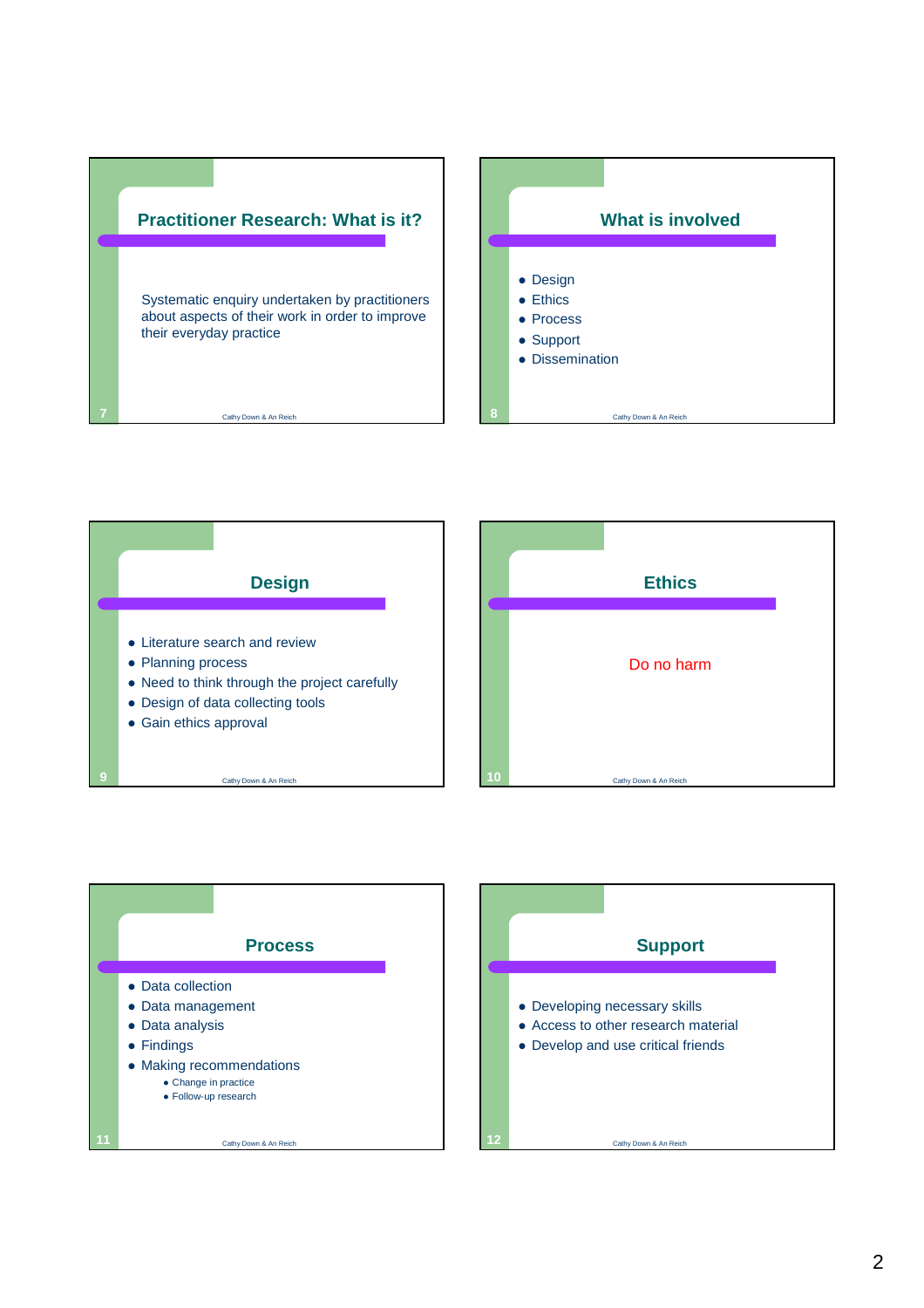## Practitioner Research: What is it?

Systematic enquiry undertaken by practitioners about aspects of their work in order to improve their everyday practice

## What is involved

- Design
- Ethics
- Process
- Support
- Dissemination

## Design

- Literature search and review
- Planning process
- Need to think through the project carefully
- Design of data collecting tools
- Gain ethics approval

## Ethics

Do no harm

## Process

- Data collection
- Data management
- Data analysis
- Findings
- Making recommendations
  - Change in practice
  - Follow-up research

## Support

- Developing necessary skills
- Access to other research material
- Develop and use critical friends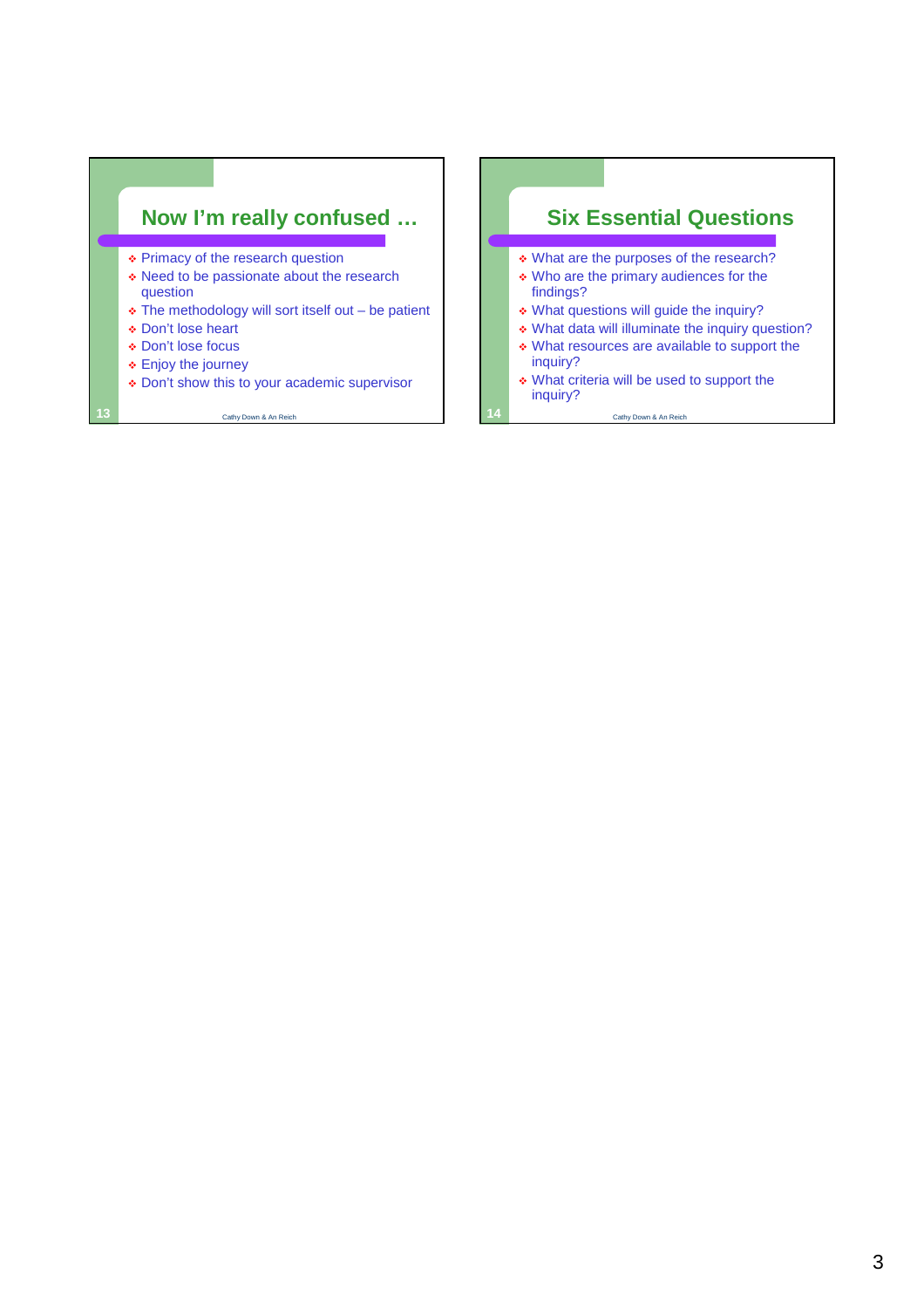## Now I'm really confused …

- Primacy of the research question
- Need to be passionate about the research question
- The methodology will sort itself out – be patient
- Don't lose heart
- Don't lose focus
- Enjoy the journey
- Don't show this to your academic supervisor

## Six Essential Questions

- What are the purposes of the research?
- Who are the primary audiences for the findings?
- What questions will guide the inquiry?
- What data will illuminate the inquiry question?
- What resources are available to support the inquiry?
- What criteria will be used to support the inquiry?